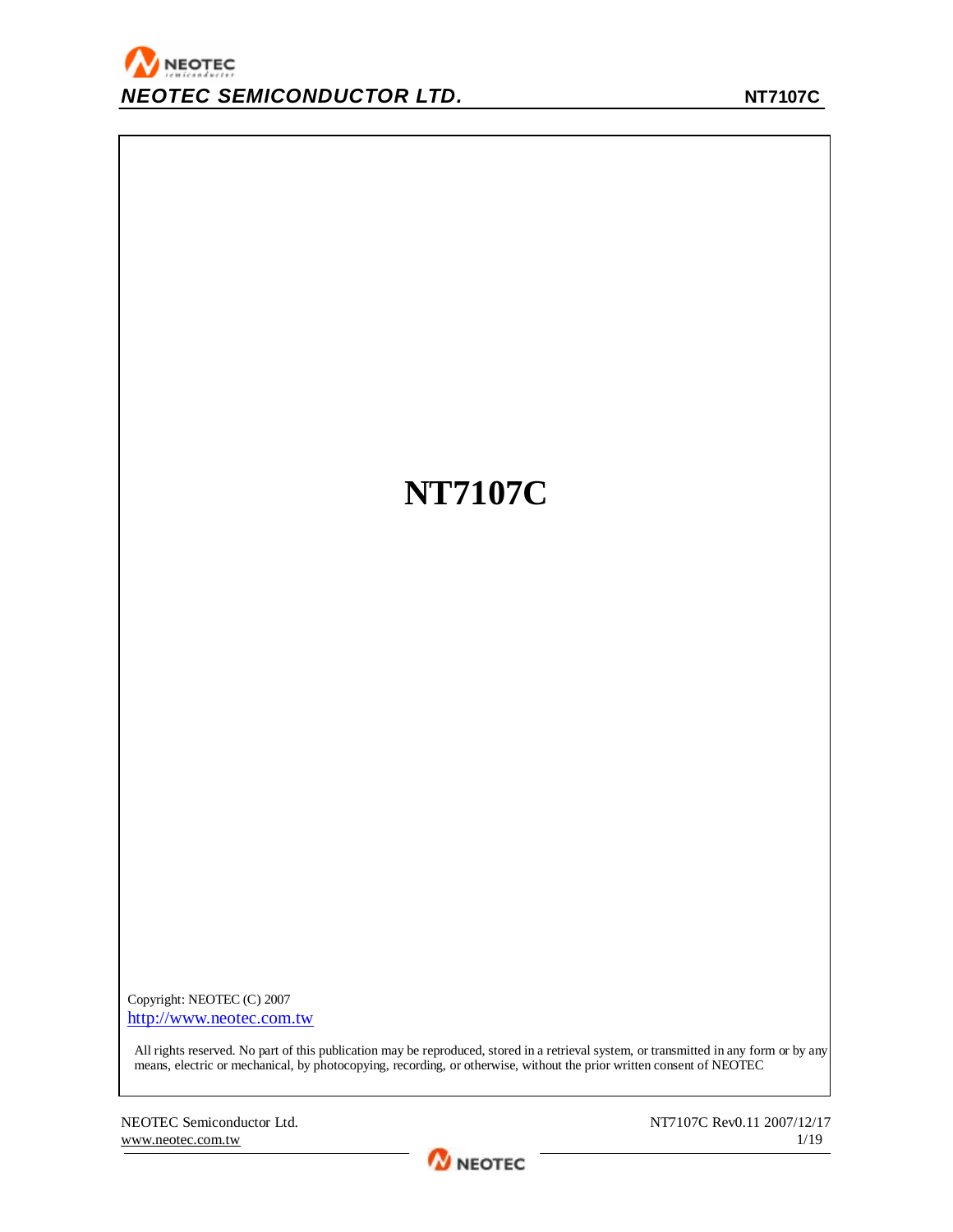# NT7107C

Copyright: NEOTEC (C) 2007
http://www.neotec.com.tw

All rights reserved. No part of this publication may be reproduced, stored in a retrieval system, or transmitted in any form or by any means, electric or mechanical, by photocopying, recording, or otherwise, without the prior written consent of NEOTEC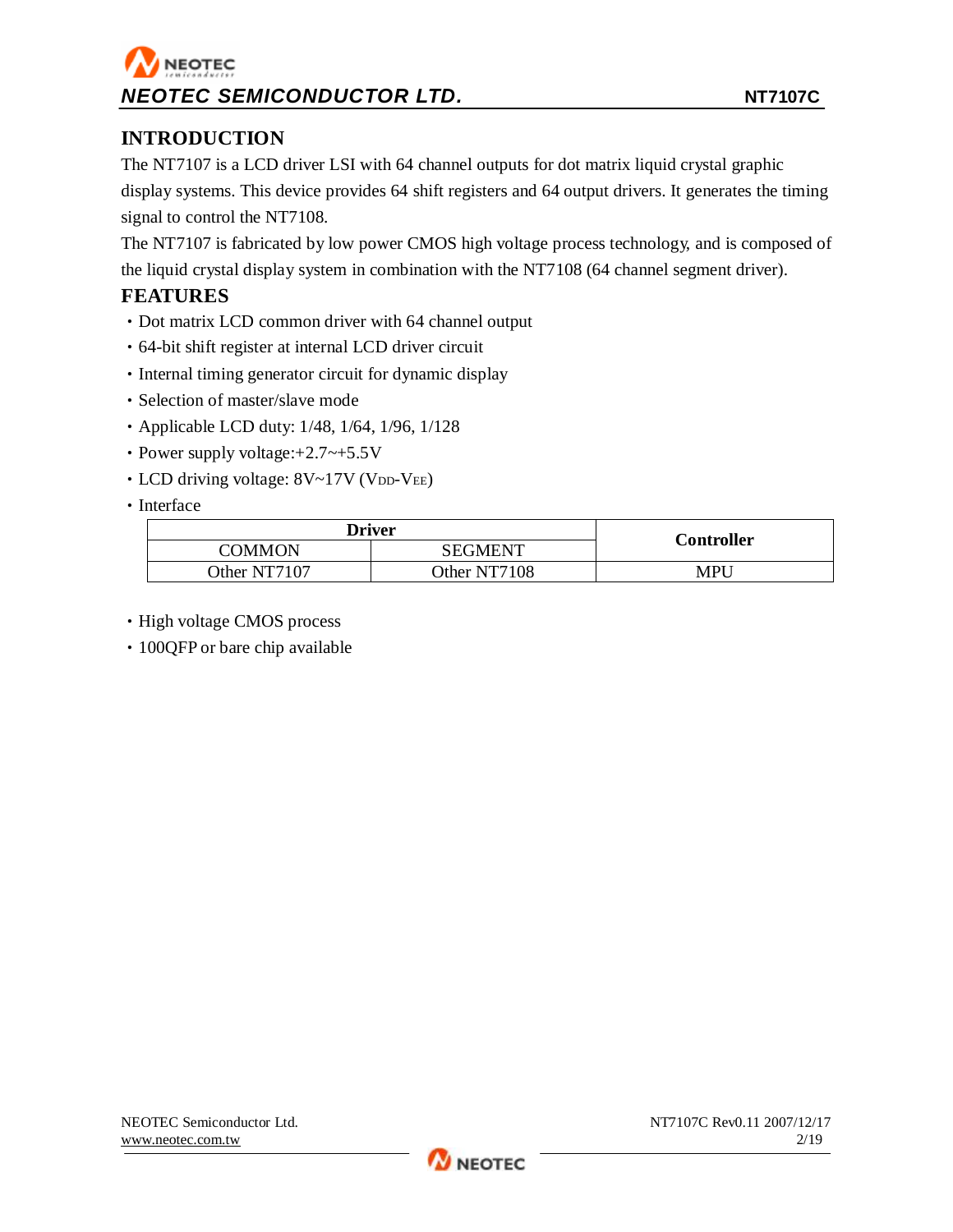## INTRODUCTION

The NT7107 is a LCD driver LSI with 64 channel outputs for dot matrix liquid crystal graphic display systems. This device provides 64 shift registers and 64 output drivers. It generates the timing signal to control the NT7108.

The NT7107 is fabricated by low power CMOS high voltage process technology, and is composed of the liquid crystal display system in combination with the NT7108 (64 channel segment driver).

## FEATURES

- Dot matrix LCD common driver with 64 channel output
- 64-bit shift register at internal LCD driver circuit
- Internal timing generator circuit for dynamic display
- Selection of master/slave mode
- Applicable LCD duty: 1/48, 1/64, 1/96, 1/128
- Power supply voltage:+2.7~+5.5V
- LCD driving voltage: 8V~17V ($V_{DD}$-$V_{EE}$)
- Interface

| **Driver** | | **Controller** |
|---|---|---|
| COMMON | SEGMENT | |
| Other NT7107 | Other NT7108 | MPU |

- High voltage CMOS process
- 100QFP or bare chip available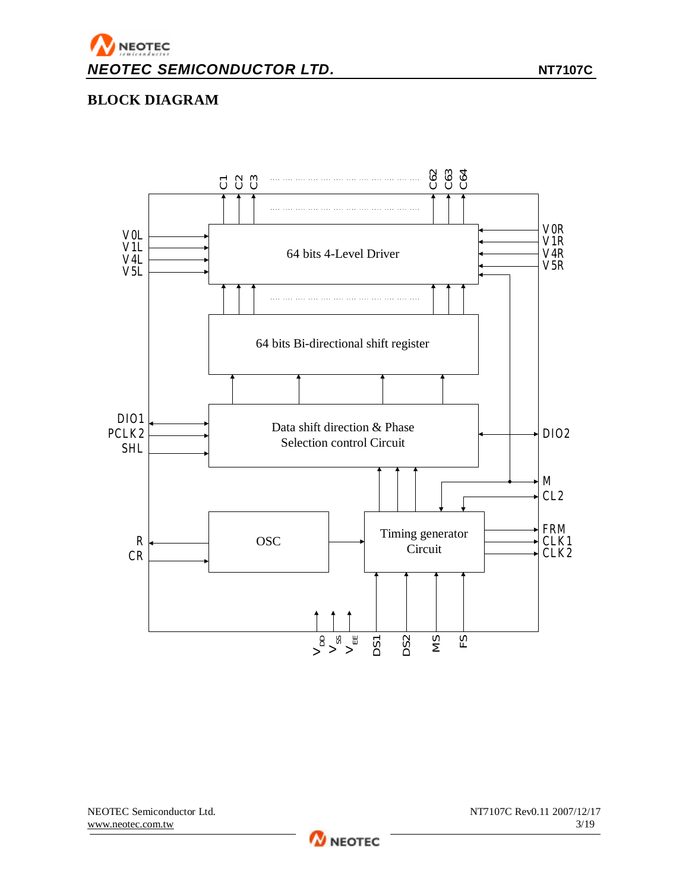## BLOCK DIAGRAM

C1 C2 C3 ........ C62 C63 C64

V0L
V1L
V4L
V5L

64 bits 4-Level Driver

V0R
V1R
V4R
V5R

64 bits Bi-directional shift register

DIO1
PCLK2
SHL

Data shift direction & Phase Selection control Circuit

DIO2

M
CL2

R
CR

OSC

Timing generator Circuit

FRM
CLK1
CLK2

$V_{DD}$ $V_{SS}$ $V_{EE}$ DS1 DS2 MS FS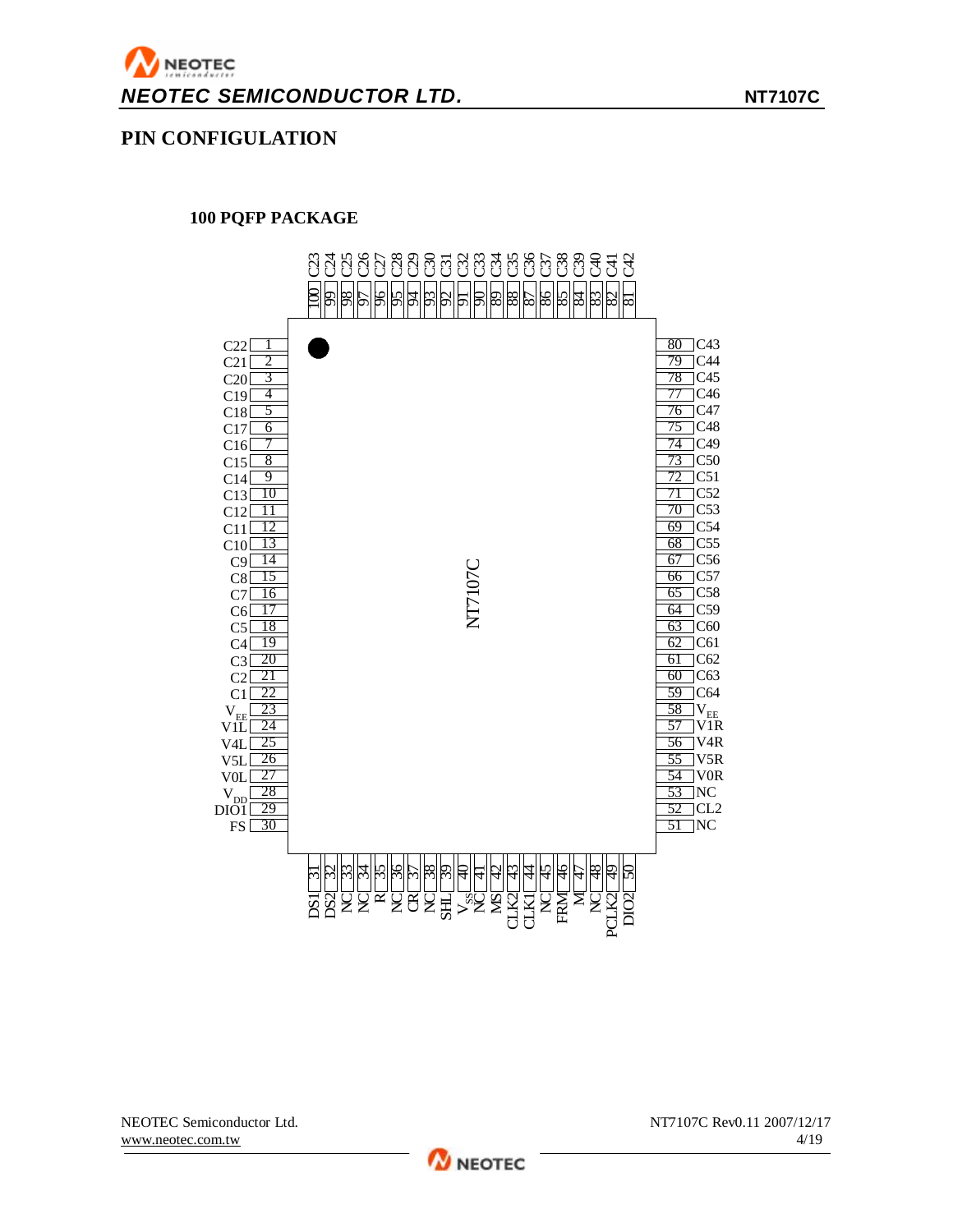## PIN CONFIGULATION

### 100 PQFP PACKAGE

NT7107C

| Pin | Name | Pin | Name |
|---|---|---|---|
| 1 | C22 | 51 | NC |
| 2 | C21 | 52 | CL2 |
| 3 | C20 | 53 | NC |
| 4 | C19 | 54 | V0R |
| 5 | C18 | 55 | V5R |
| 6 | C17 | 56 | V4R |
| 7 | C16 | 57 | V1R |
| 8 | C15 | 58 | $V_{EE}$ |
| 9 | C14 | 59 | C64 |
| 10 | C13 | 60 | C63 |
| 11 | C12 | 61 | C62 |
| 12 | C11 | 62 | C61 |
| 13 | C10 | 63 | C60 |
| 14 | C9 | 64 | C59 |
| 15 | C8 | 65 | C58 |
| 16 | C7 | 66 | C57 |
| 17 | C6 | 67 | C56 |
| 18 | C5 | 68 | C55 |
| 19 | C4 | 69 | C54 |
| 20 | C3 | 70 | C53 |
| 21 | C2 | 71 | C52 |
| 22 | C1 | 72 | C51 |
| 23 | $V_{EE}$ | 73 | C50 |
| 24 | V1L | 74 | C49 |
| 25 | V4L | 75 | C48 |
| 26 | V5L | 76 | C47 |
| 27 | V0L | 77 | C46 |
| 28 | $V_{DD}$ | 78 | C45 |
| 29 | DIO1 | 79 | C44 |
| 30 | FS | 80 | C43 |
| 31 | DS1 | 81 | C42 |
| 32 | DS2 | 82 | C41 |
| 33 | NC | 83 | C40 |
| 34 | NC | 84 | C39 |
| 35 | R | 85 | C38 |
| 36 | NC | 86 | C37 |
| 37 | CR | 87 | C36 |
| 38 | NC | 88 | C35 |
| 39 | SHL | 89 | C34 |
| 40 | $V_{SS}$ | 90 | C33 |
| 41 | NC | 91 | C32 |
| 42 | MS | 92 | C31 |
| 43 | CLK2 | 93 | C30 |
| 44 | CLK1 | 94 | C29 |
| 45 | NC | 95 | C28 |
| 46 | FRM | 96 | C27 |
| 47 | M | 97 | C26 |
| 48 | NC | 98 | C25 |
| 49 | PCLK2 | 99 | C24 |
| 50 | DIO2 | 100 | C23 |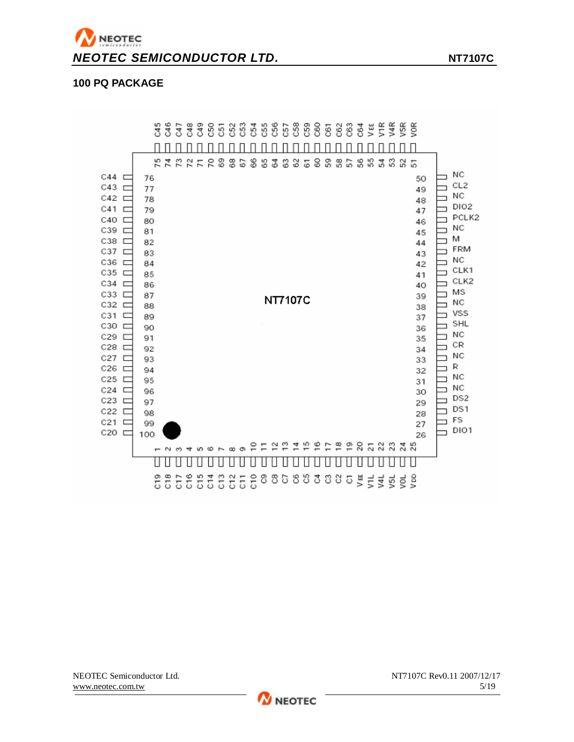## 100 PQ PACKAGE

NT7107C

| Pin | Name | Pin | Name | Pin | Name | Pin | Name |
|---|---|---|---|---|---|---|---|
| 1 | C19 | 26 | DIO1 | 51 | V0R | 76 | C44 |
| 2 | C18 | 27 | FS | 52 | V5R | 77 | C43 |
| 3 | C17 | 28 | DS1 | 53 | V4R | 78 | C42 |
| 4 | C16 | 29 | DS2 | 54 | V1R | 79 | C41 |
| 5 | C15 | 30 | NC | 55 | VEE | 80 | C40 |
| 6 | C14 | 31 | NC | 56 | C64 | 81 | C39 |
| 7 | C13 | 32 | R | 57 | C63 | 82 | C38 |
| 8 | C12 | 33 | NC | 58 | C62 | 83 | C37 |
| 9 | C11 | 34 | CR | 59 | C61 | 84 | C36 |
| 10 | C10 | 35 | NC | 60 | C60 | 85 | C35 |
| 11 | C9 | 36 | SHL | 61 | C59 | 86 | C34 |
| 12 | C8 | 37 | VSS | 62 | C58 | 87 | C33 |
| 13 | C7 | 38 | NC | 63 | C57 | 88 | C32 |
| 14 | C6 | 39 | MS | 64 | C56 | 89 | C31 |
| 15 | C5 | 40 | CLK2 | 65 | C55 | 90 | C30 |
| 16 | C4 | 41 | CLK1 | 66 | C54 | 91 | C29 |
| 17 | C3 | 42 | NC | 67 | C53 | 92 | C28 |
| 18 | C2 | 43 | FRM | 68 | C52 | 93 | C27 |
| 19 | C1 | 44 | M | 69 | C51 | 94 | C26 |
| 20 | VEE | 45 | NC | 70 | C50 | 95 | C25 |
| 21 | V1L | 46 | PCLK2 | 71 | C49 | 96 | C24 |
| 22 | V4L | 47 | DIO2 | 72 | C48 | 97 | C23 |
| 23 | V5L | 48 | NC | 73 | C47 | 98 | C22 |
| 24 | V0L | 49 | CL2 | 74 | C46 | 99 | C21 |
| 25 | VDD | 50 | NC | 75 | C45 | 100 | C20 |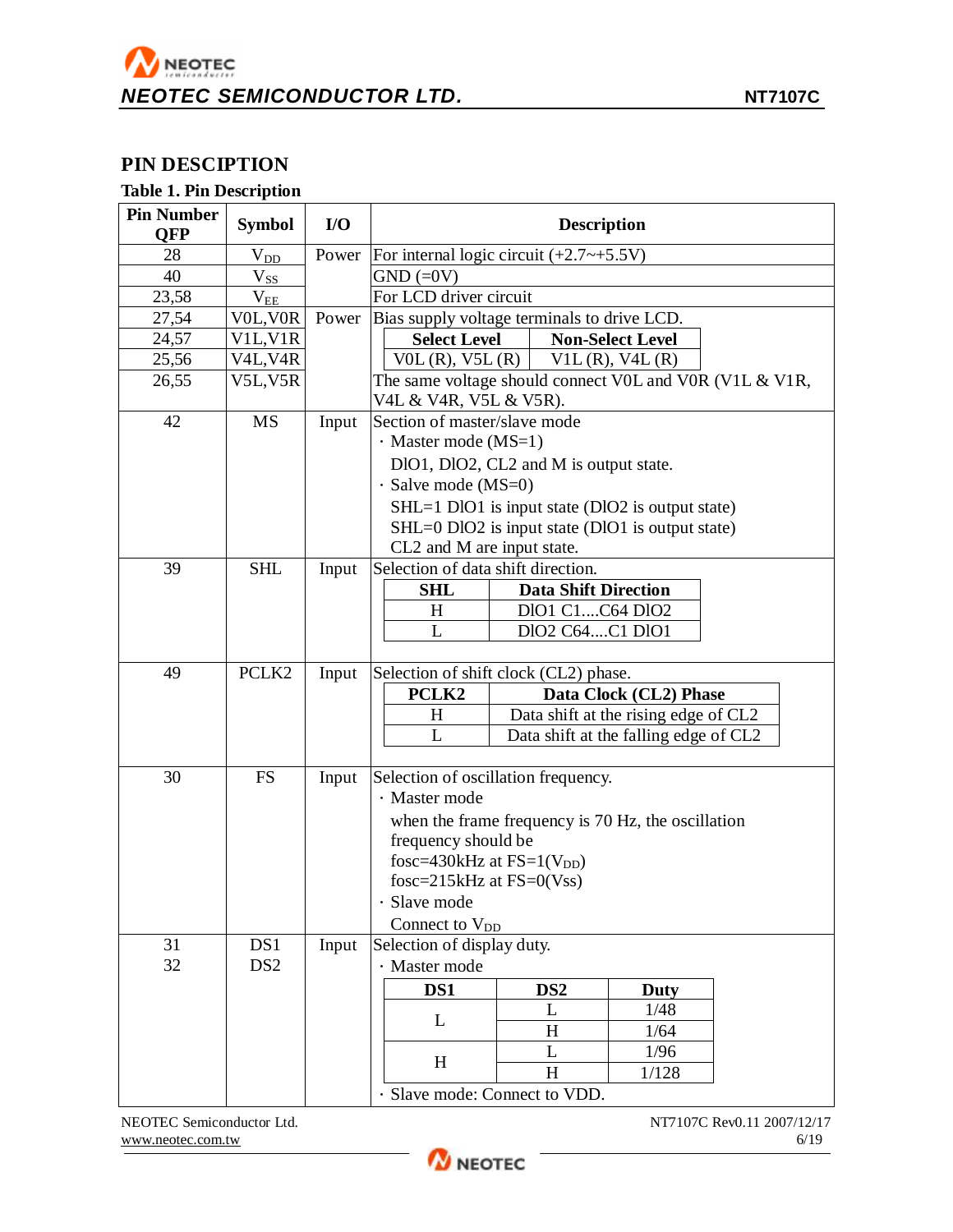## PIN DESCIPTION

**Table 1. Pin Description**

| Pin Number QFP | Symbol | I/O | Description |
|---|---|---|---|
| 28 | $V_{DD}$ | Power | For internal logic circuit (+2.7~+5.5V) |
| 40 | $V_{SS}$ | | GND (=0V) |
| 23,58 | $V_{EE}$ | | For LCD driver circuit |
| 27,54 | V0L,V0R | Power | Bias supply voltage terminals to drive LCD. |
| 24,57 | V1L,V1R | | **Select Level**: V0L (R), V5L (R); **Non-Select Level**: V1L (R), V4L (R) |
| 25,56 | V4L,V4R | | |
| 26,55 | V5L,V5R | | The same voltage should connect V0L and V0R (V1L & V1R, V4L & V4R, V5L & V5R). |
| 42 | MS | Input | Section of master/slave mode<br>· Master mode (MS=1)<br>DIO1, DIO2, CL2 and M is output state.<br>· Salve mode (MS=0)<br>SHL=1 DIO1 is input state (DIO2 is output state)<br>SHL=0 DIO2 is input state (DIO1 is output state)<br>CL2 and M are input state. |
| 39 | SHL | Input | Selection of data shift direction.<br>**SHL** / **Data Shift Direction**<br>H: DIO1 C1....C64 DIO2<br>L: DIO2 C64....C1 DIO1 |
| 49 | PCLK2 | Input | Selection of shift clock (CL2) phase.<br>**PCLK2** / **Data Clock (CL2) Phase**<br>H: Data shift at the rising edge of CL2<br>L: Data shift at the falling edge of CL2 |
| 30 | FS | Input | Selection of oscillation frequency.<br>· Master mode<br>when the frame frequency is 70 Hz, the oscillation frequency should be<br>fosc=430kHz at FS=1($V_{DD}$)<br>fosc=215kHz at FS=0(Vss)<br>· Slave mode<br>Connect to $V_{DD}$ |
| 31<br>32 | DS1<br>DS2 | Input | Selection of display duty.<br>· Master mode<br>**DS1** / **DS2** / **Duty**<br>L / L / 1/48<br>L / H / 1/64<br>H / L / 1/96<br>H / H / 1/128<br>· Slave mode: Connect to VDD. |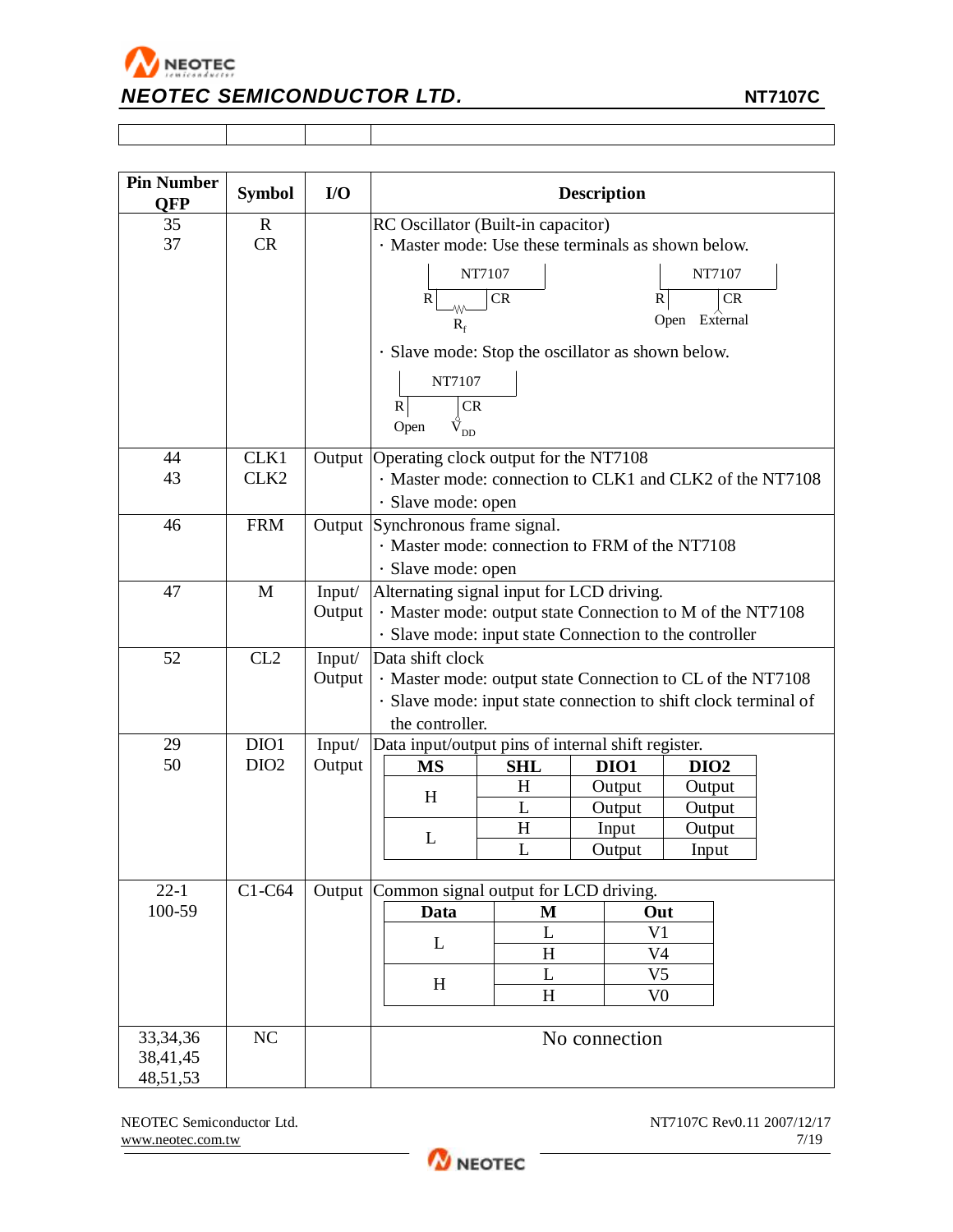| Pin Number QFP | Symbol | I/O | Description |
|---|---|---|---|
| 35<br>37 | R<br>CR | | RC Oscillator (Built-in capacitor)<br>· Master mode: Use these terminals as shown below.<br>NT7107: R — $R_f$ — CR; NT7107: R Open, CR External<br>· Slave mode: Stop the oscillator as shown below.<br>NT7107: R Open, CR $V_{DD}$ |
| 44<br>43 | CLK1<br>CLK2 | Output | Operating clock output for the NT7108<br>· Master mode: connection to CLK1 and CLK2 of the NT7108<br>· Slave mode: open |
| 46 | FRM | Output | Synchronous frame signal.<br>· Master mode: connection to FRM of the NT7108<br>· Slave mode: open |
| 47 | M | Input/ Output | Alternating signal input for LCD driving.<br>· Master mode: output state Connection to M of the NT7108<br>· Slave mode: input state Connection to the controller |
| 52 | CL2 | Input/ Output | Data shift clock<br>· Master mode: output state Connection to CL of the NT7108<br>· Slave mode: input state connection to shift clock terminal of the controller. |
| 29<br>50 | DIO1<br>DIO2 | Input/ Output | Data input/output pins of internal shift register.<br>(see table below) |
| 22-1<br>100-59 | C1-C64 | Output | Common signal output for LCD driving.<br>(see table below) |
| 33,34,36<br>38,41,45<br>48,51,53 | NC | | No connection |

DIO1/DIO2 table:

| MS | SHL | DIO1 | DIO2 |
|---|---|---|---|
| H | H | Output | Output |
| | L | Output | Output |
| L | H | Input | Output |
| | L | Output | Input |

C1-C64 table:

| Data | M | Out |
|---|---|---|
| L | L | V1 |
| | H | V4 |
| H | L | V5 |
| | H | V0 |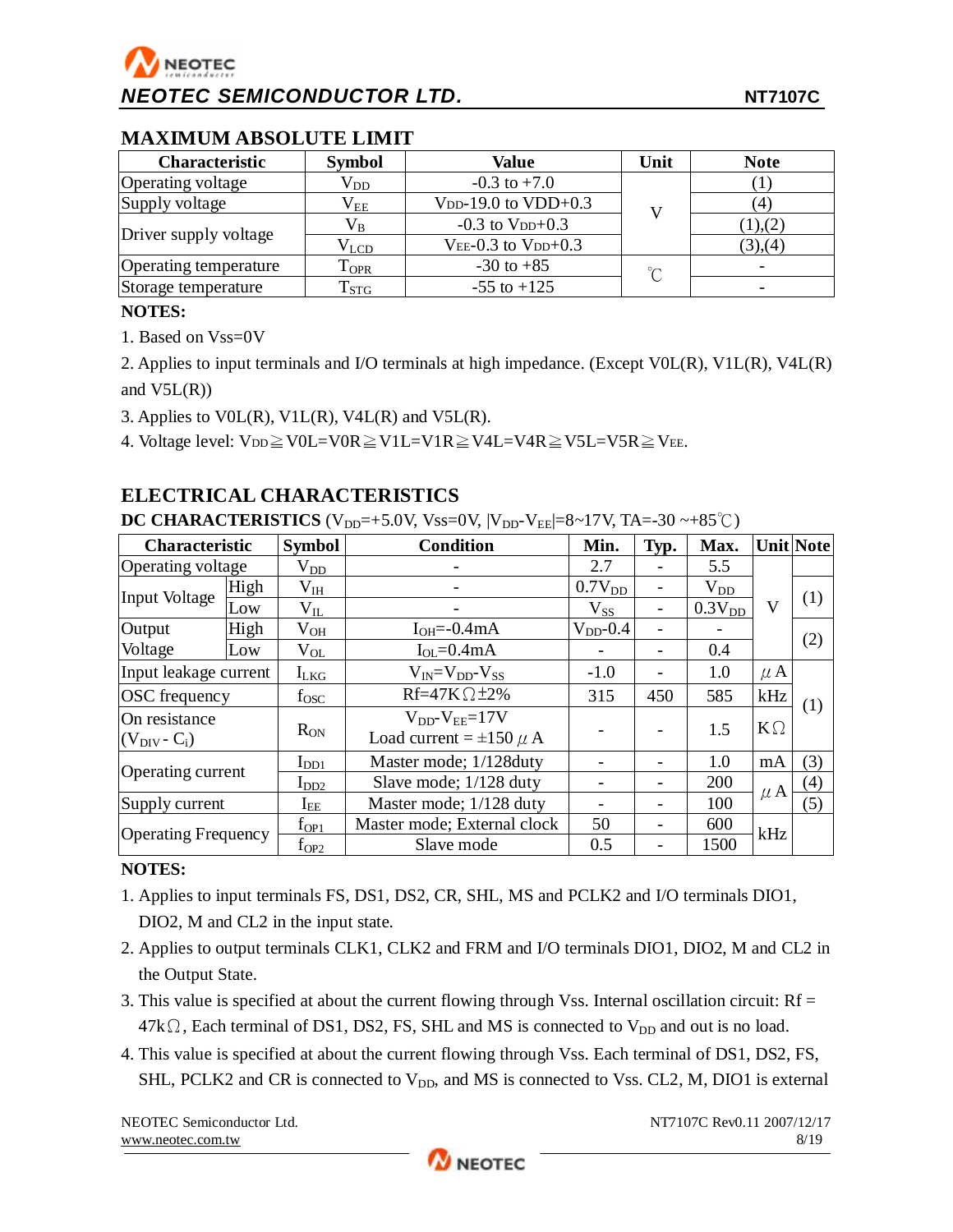## MAXIMUM ABSOLUTE LIMIT

| Characteristic | Symbol | Value | Unit | Note |
|---|---|---|---|---|
| Operating voltage | $V_{DD}$ | -0.3 to +7.0 | V | (1) |
| Supply voltage | $V_{EE}$ | $V_{DD}$-19.0 to VDD+0.3 | | (4) |
| Driver supply voltage | $V_B$ | -0.3 to $V_{DD}$+0.3 | | (1),(2) |
| | $V_{LCD}$ | $V_{EE}$-0.3 to $V_{DD}$+0.3 | | (3),(4) |
| Operating temperature | $T_{OPR}$ | -30 to +85 | ℃ | - |
| Storage temperature | $T_{STG}$ | -55 to +125 | | - |

**NOTES:**

1. Based on Vss=0V
2. Applies to input terminals and I/O terminals at high impedance. (Except V0L(R), V1L(R), V4L(R) and V5L(R))
3. Applies to V0L(R), V1L(R), V4L(R) and V5L(R).
4. Voltage level: $V_{DD}$≧V0L=V0R≧V1L=V1R≧V4L=V4R≧V5L=V5R≧$V_{EE}$.

## ELECTRICAL CHARACTERISTICS

**DC CHARACTERISTICS** ($V_{DD}$=+5.0V, Vss=0V, |$V_{DD}$-$V_{EE}$|=8~17V, TA=-30 ~+85℃)

| Characteristic | | Symbol | Condition | Min. | Typ. | Max. | Unit | Note |
|---|---|---|---|---|---|---|---|---|
| Operating voltage | | $V_{DD}$ | - | 2.7 | - | 5.5 | V | |
| Input Voltage | High | $V_{IH}$ | - | $0.7V_{DD}$ | - | $V_{DD}$ | | (1) |
| | Low | $V_{IL}$ | - | $V_{SS}$ | - | $0.3V_{DD}$ | | |
| Output Voltage | High | $V_{OH}$ | $I_{OH}$=-0.4mA | $V_{DD}$-0.4 | - | - | | (2) |
| | Low | $V_{OL}$ | $I_{OL}$=0.4mA | - | - | 0.4 | | |
| Input leakage current | | $I_{LKG}$ | $V_{IN}$=$V_{DD}$-$V_{SS}$ | -1.0 | - | 1.0 | μA | (1) |
| OSC frequency | | $f_{OSC}$ | Rf=47KΩ±2% | 315 | 450 | 585 | kHz | |
| On resistance ($V_{DIV}$ - $C_i$) | | $R_{ON}$ | $V_{DD}$-$V_{EE}$=17V Load current = ±150μA | - | - | 1.5 | KΩ | |
| Operating current | | $I_{DD1}$ | Master mode; 1/128duty | - | - | 1.0 | mA | (3) |
| | | $I_{DD2}$ | Slave mode; 1/128 duty | - | - | 200 | μA | (4) |
| Supply current | | $I_{EE}$ | Master mode; 1/128 duty | - | - | 100 | | (5) |
| Operating Frequency | | $f_{OP1}$ | Master mode; External clock | 50 | - | 600 | kHz | |
| | | $f_{OP2}$ | Slave mode | 0.5 | - | 1500 | | |

**NOTES:**

1. Applies to input terminals FS, DS1, DS2, CR, SHL, MS and PCLK2 and I/O terminals DIO1, DIO2, M and CL2 in the input state.
2. Applies to output terminals CLK1, CLK2 and FRM and I/O terminals DIO1, DIO2, M and CL2 in the Output State.
3. This value is specified at about the current flowing through Vss. Internal oscillation circuit: Rf = 47kΩ, Each terminal of DS1, DS2, FS, SHL and MS is connected to $V_{DD}$ and out is no load.
4. This value is specified at about the current flowing through Vss. Each terminal of DS1, DS2, FS, SHL, PCLK2 and CR is connected to $V_{DD}$, and MS is connected to Vss. CL2, M, DIO1 is external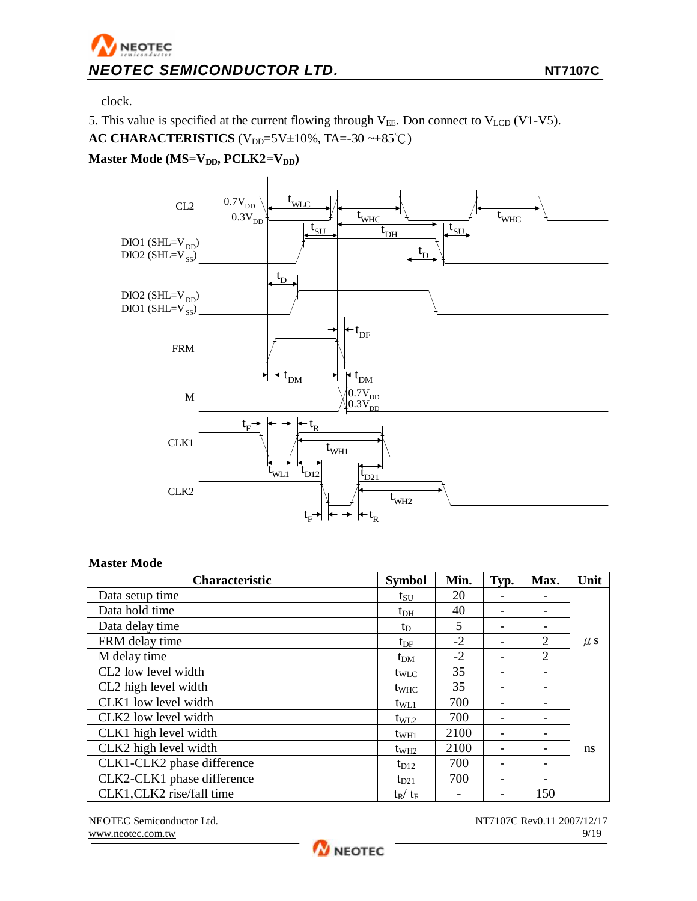clock.

5. This value is specified at the current flowing through $V_{EE}$. Don connect to $V_{LCD}$ (V1-V5).

**AC CHARACTERISTICS** ($V_{DD}$=5V±10%, TA=-30 ~+85℃)

**Master Mode (MS=$V_{DD}$, PCLK2=$V_{DD}$)**

**Master Mode**

| Characteristic | Symbol | Min. | Typ. | Max. | Unit |
|---|---|---|---|---|---|
| Data setup time | $t_{SU}$ | 20 | - | - | μs |
| Data hold time | $t_{DH}$ | 40 | - | - | |
| Data delay time | $t_D$ | 5 | - | - | |
| FRM delay time | $t_{DF}$ | -2 | - | 2 | |
| M delay time | $t_{DM}$ | -2 | - | 2 | |
| CL2 low level width | $t_{WLC}$ | 35 | - | - | |
| CL2 high level width | $t_{WHC}$ | 35 | - | - | |
| CLK1 low level width | $t_{WL1}$ | 700 | - | - | ns |
| CLK2 low level width | $t_{WL2}$ | 700 | - | - | |
| CLK1 high level width | $t_{WH1}$ | 2100 | - | - | |
| CLK2 high level width | $t_{WH2}$ | 2100 | - | - | |
| CLK1-CLK2 phase difference | $t_{D12}$ | 700 | - | - | |
| CLK2-CLK1 phase difference | $t_{D21}$ | 700 | - | - | |
| CLK1,CLK2 rise/fall time | $t_R$/ $t_F$ | - | - | 150 | |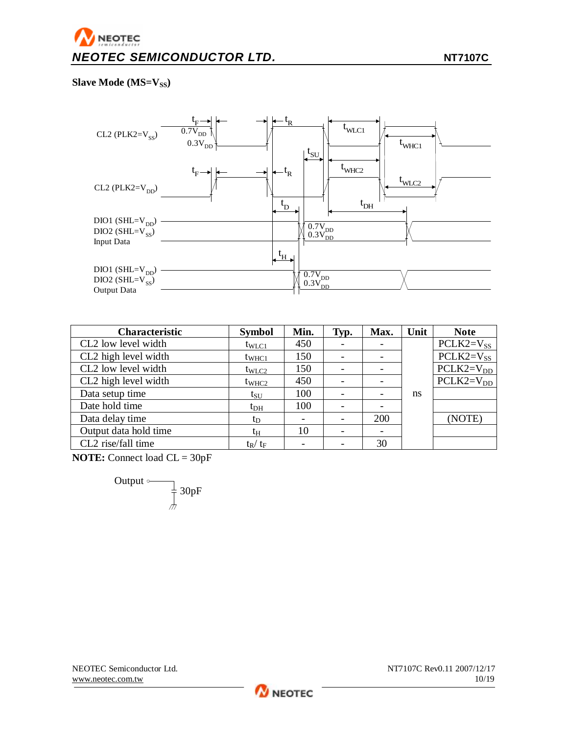**Slave Mode (MS=$V_{SS}$)**

| Characteristic | Symbol | Min. | Typ. | Max. | Unit | Note |
|---|---|---|---|---|---|---|
| CL2 low level width | $t_{WLC1}$ | 450 | - | - | ns | PCLK2=$V_{SS}$ |
| CL2 high level width | $t_{WHC1}$ | 150 | - | - | ns | PCLK2=$V_{SS}$ |
| CL2 low level width | $t_{WLC2}$ | 150 | - | - | ns | PCLK2=$V_{DD}$ |
| CL2 high level width | $t_{WHC2}$ | 450 | - | - | ns | PCLK2=$V_{DD}$ |
| Data setup time | $t_{SU}$ | 100 | - | - | ns | |
| Date hold time | $t_{DH}$ | 100 | - | - | ns | |
| Data delay time | $t_D$ | - | - | 200 | ns | (NOTE) |
| Output data hold time | $t_H$ | 10 | - | - | ns | |
| CL2 rise/fall time | $t_R$/ $t_F$ | - | - | 30 | ns | |

**NOTE:** Connect load CL = 30pF

Output ○—— 30pF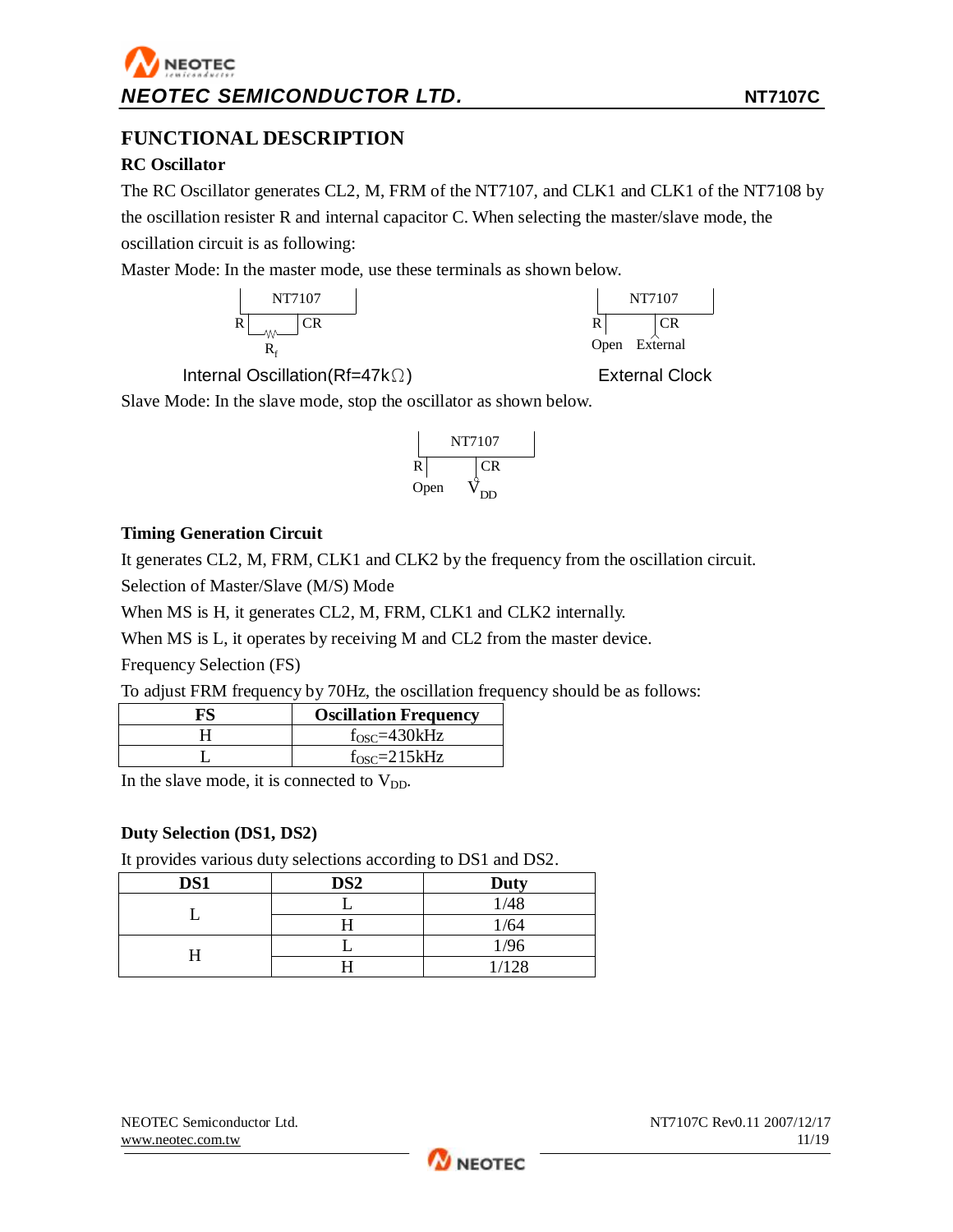# FUNCTIONAL DESCRIPTION

## RC Oscillator

The RC Oscillator generates CL2, M, FRM of the NT7107, and CLK1 and CLK1 of the NT7108 by the oscillation resister R and internal capacitor C. When selecting the master/slave mode, the oscillation circuit is as following:

Master Mode: In the master mode, use these terminals as shown below.

NT7107 — R, CR, $R_f$

Internal Oscillation(Rf=47kΩ)

NT7107 — R: Open, CR: External

External Clock

Slave Mode: In the slave mode, stop the oscillator as shown below.

NT7107 — R: Open, CR: $V_{DD}$

## Timing Generation Circuit

It generates CL2, M, FRM, CLK1 and CLK2 by the frequency from the oscillation circuit.

Selection of Master/Slave (M/S) Mode

When MS is H, it generates CL2, M, FRM, CLK1 and CLK2 internally.

When MS is L, it operates by receiving M and CL2 from the master device.

Frequency Selection (FS)

To adjust FRM frequency by 70Hz, the oscillation frequency should be as follows:

| FS | Oscillation Frequency |
|---|---|
| H | $f_{OSC}$=430kHz |
| L | $f_{OSC}$=215kHz |

In the slave mode, it is connected to $V_{DD}$.

## Duty Selection (DS1, DS2)

It provides various duty selections according to DS1 and DS2.

| DS1 | DS2 | Duty |
|---|---|---|
| L | L | 1/48 |
| | H | 1/64 |
| H | L | 1/96 |
| | H | 1/128 |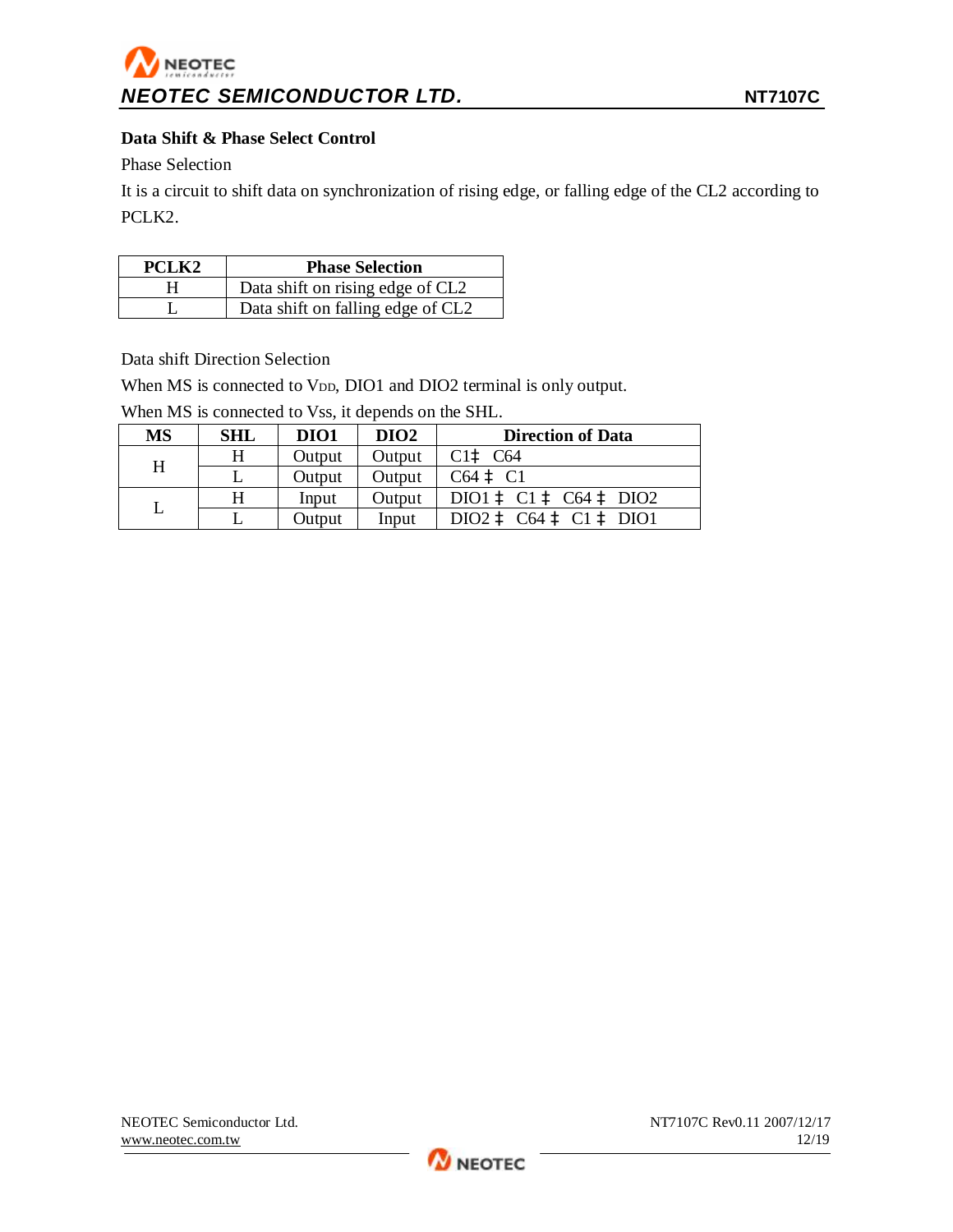### Data Shift & Phase Select Control

Phase Selection

It is a circuit to shift data on synchronization of rising edge, or falling edge of the CL2 according to PCLK2.

| PCLK2 | Phase Selection |
|---|---|
| H | Data shift on rising edge of CL2 |
| L | Data shift on falling edge of CL2 |

Data shift Direction Selection

When MS is connected to $V_{DD}$, DIO1 and DIO2 terminal is only output.

When MS is connected to Vss, it depends on the SHL.

| MS | SHL | DIO1 | DIO2 | Direction of Data |
|---|---|---|---|---|
| H | H | Output | Output | C1‡ C64 |
| | L | Output | Output | C64 ‡ C1 |
| L | H | Input | Output | DIO1 ‡ C1 ‡ C64 ‡ DIO2 |
| | L | Output | Input | DIO2 ‡ C64 ‡ C1 ‡ DIO1 |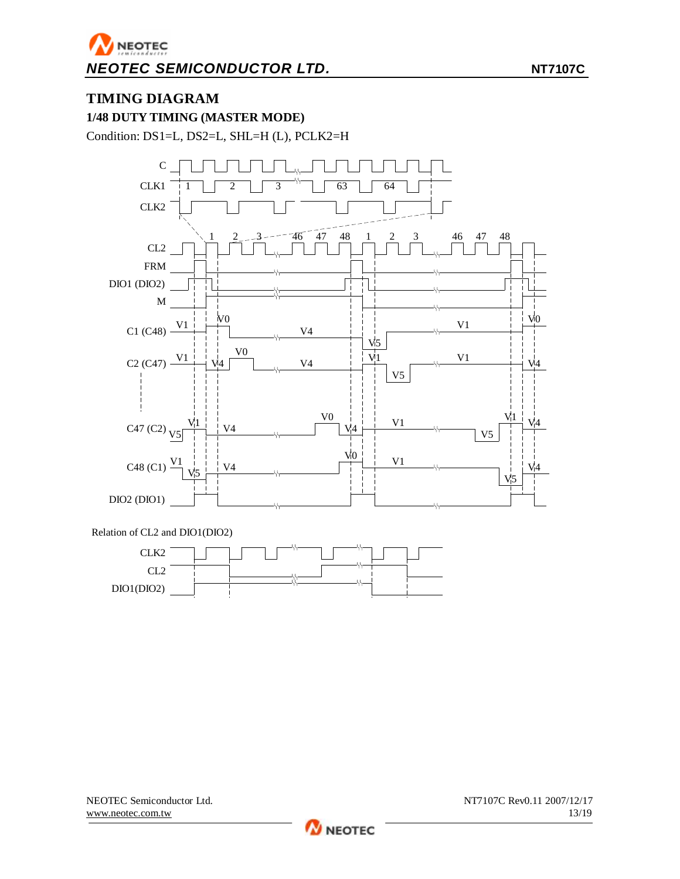## TIMING DIAGRAM

### 1/48 DUTY TIMING (MASTER MODE)

Condition: DS1=L, DS2=L, SHL=H (L), PCLK2=H

Relation of CL2 and DIO1(DIO2)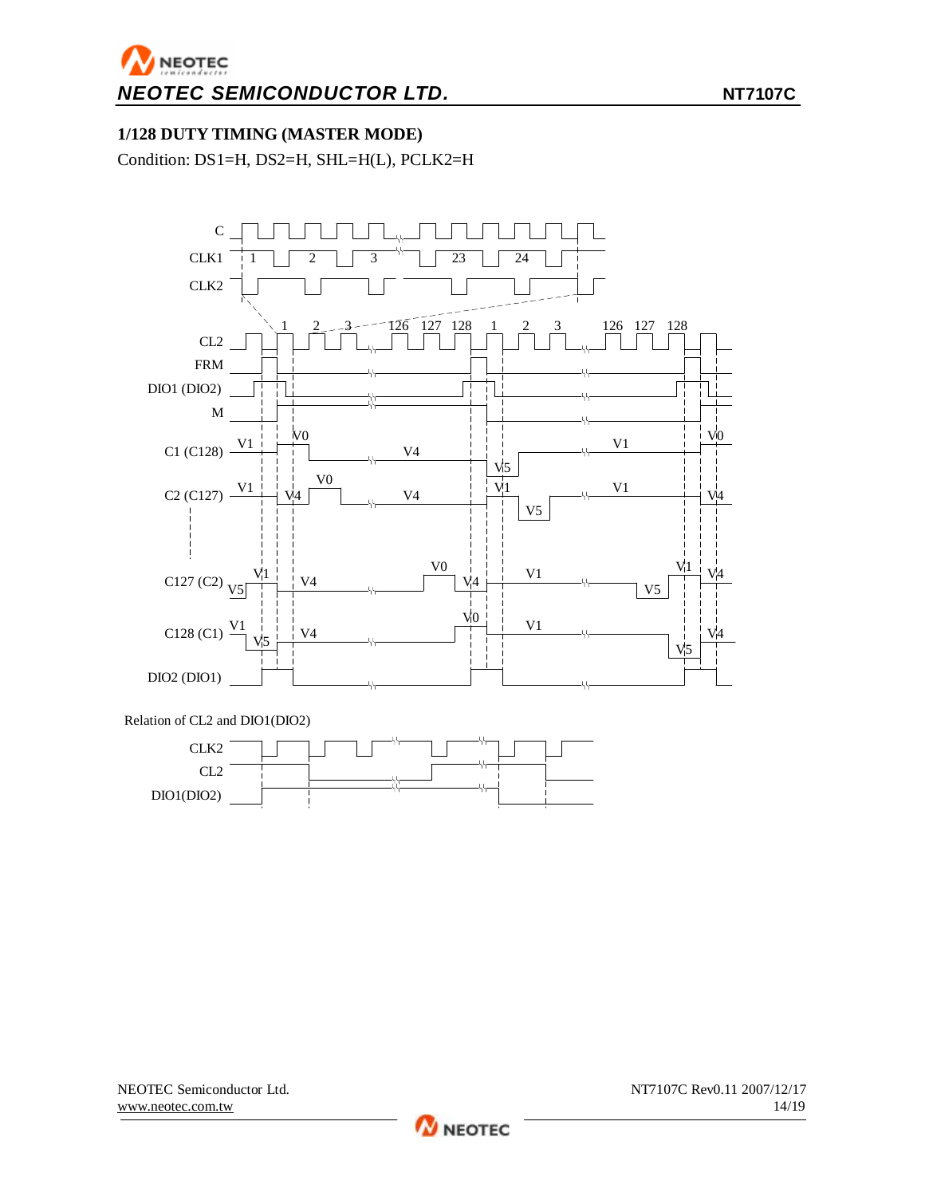### 1/128 DUTY TIMING (MASTER MODE)

Condition: DS1=H, DS2=H, SHL=H(L), PCLK2=H

Relation of CL2 and DIO1(DIO2)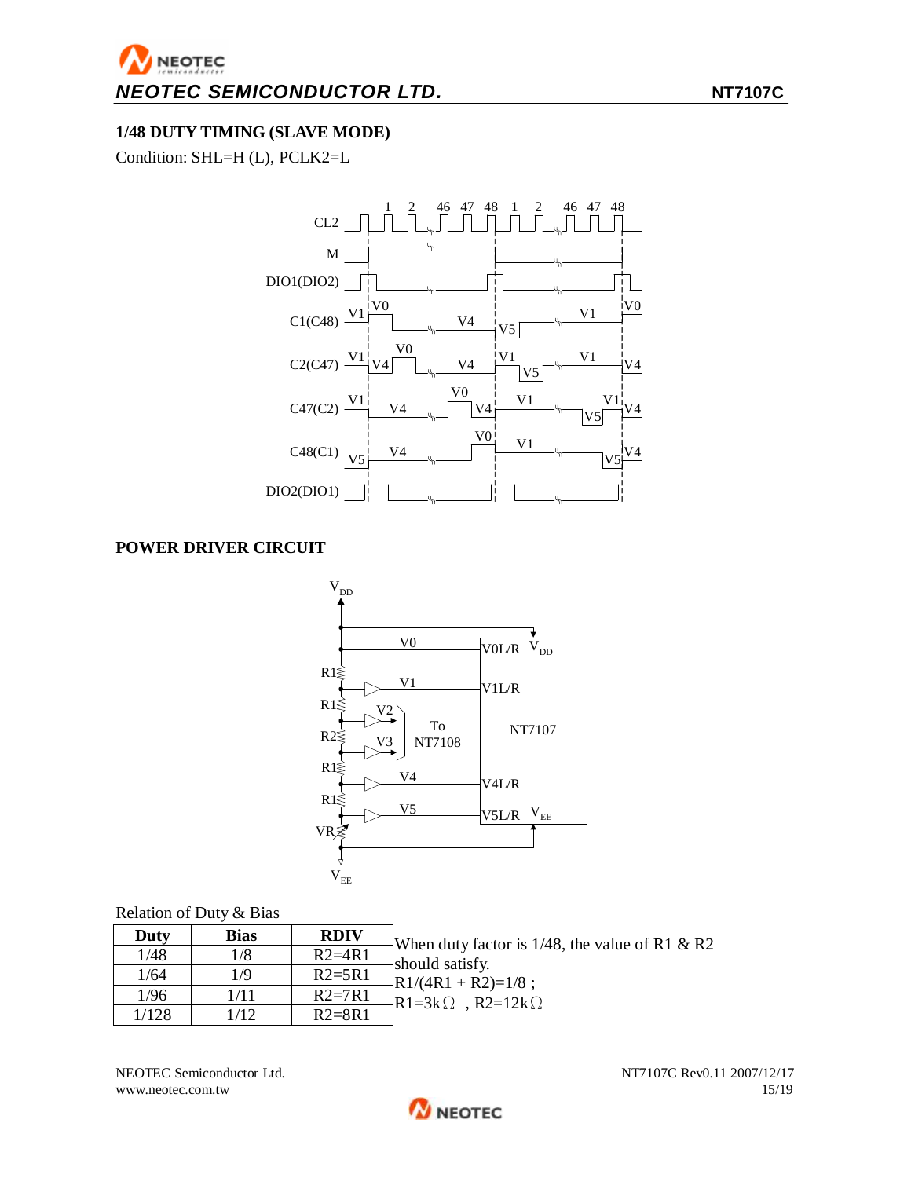## 1/48 DUTY TIMING (SLAVE MODE)

Condition: SHL=H (L), PCLK2=L

## POWER DRIVER CIRCUIT

Relation of Duty & Bias

| Duty | Bias | RDIV |
|---|---|---|
| 1/48 | 1/8 | R2=4R1 |
| 1/64 | 1/9 | R2=5R1 |
| 1/96 | 1/11 | R2=7R1 |
| 1/128 | 1/12 | R2=8R1 |

When duty factor is 1/48, the value of R1 & R2 should satisfy.

$R1/(4R1 + R2)=1/8$ ;

$R1=3k\Omega$ , $R2=12k\Omega$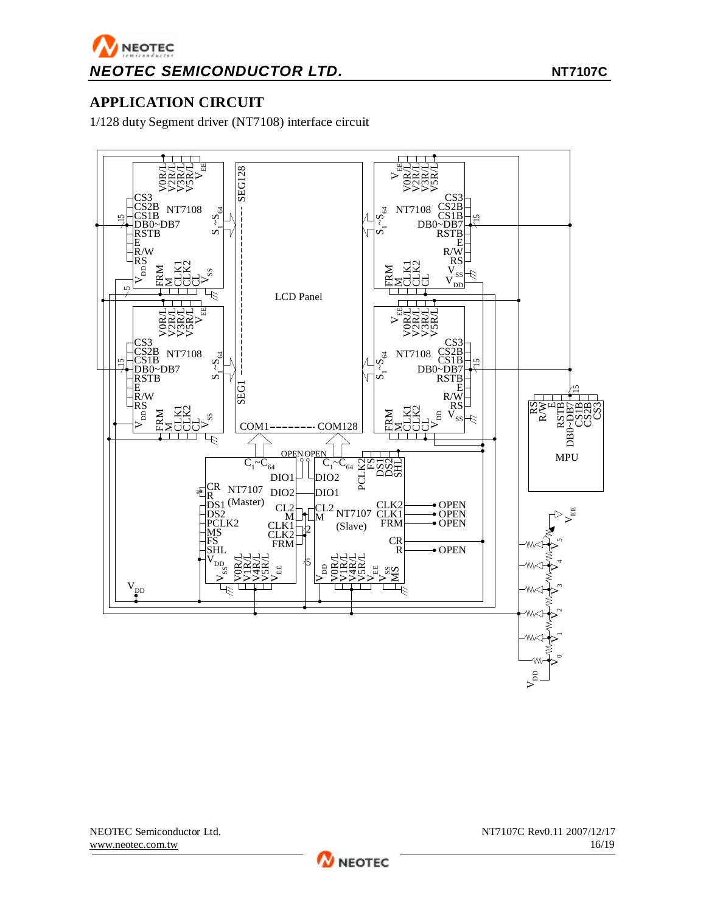## APPLICATION CIRCUIT

1/128 duty Segment driver (NT7108) interface circuit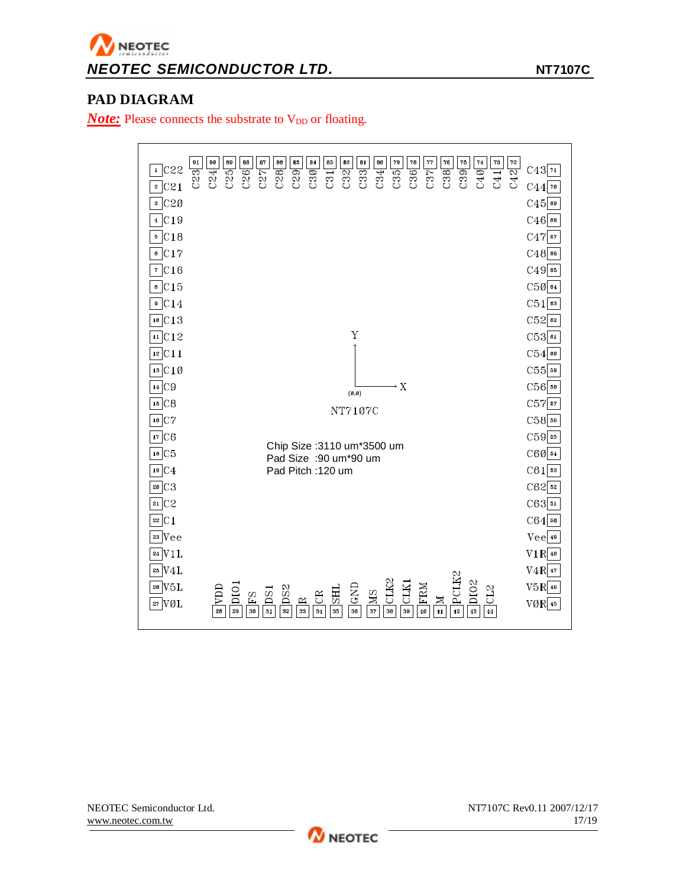## PAD DIAGRAM

***Note:*** Please connects the substrate to $V_{DD}$ or floating.

| Pad No. | Name | Pad No. | Name | Pad No. | Name | Pad No. | Name |
|---|---|---|---|---|---|---|---|
| 1 | C22 | 28 | VDD | 45 | V0R | 72 | C42 |
| 2 | C21 | 29 | DIO1 | 46 | V5R | 73 | C41 |
| 3 | C20 | 30 | FS | 47 | V4R | 74 | C40 |
| 4 | C19 | 31 | DS1 | 48 | V1R | 75 | C39 |
| 5 | C18 | 32 | DS2 | 49 | Vee | 76 | C38 |
| 6 | C17 | 33 | R | 50 | C64 | 77 | C37 |
| 7 | C16 | 34 | CR | 51 | C63 | 78 | C36 |
| 8 | C15 | 35 | SHL | 52 | C62 | 79 | C35 |
| 9 | C14 | 36 | GND | 53 | C61 | 80 | C34 |
| 10 | C13 | 37 | MS | 54 | C60 | 81 | C33 |
| 11 | C12 | 38 | CLK2 | 55 | C59 | 82 | C32 |
| 12 | C11 | 39 | CLK1 | 56 | C58 | 83 | C31 |
| 13 | C10 | 40 | FRM | 57 | C57 | 84 | C30 |
| 14 | C9 | 41 | M | 58 | C56 | 85 | C29 |
| 15 | C8 | 42 | PCLK2 | 59 | C55 | 86 | C28 |
| 16 | C7 | 43 | DIO2 | 60 | C54 | 87 | C27 |
| 17 | C6 | 44 | CL2 | 61 | C53 | 88 | C26 |
| 18 | C5 | | | 62 | C52 | 89 | C25 |
| 19 | C4 | | | 63 | C51 | 90 | C24 |
| 20 | C3 | | | 64 | C50 | 91 | C23 |
| 21 | C2 | | | 65 | C49 | | |
| 22 | C1 | | | 66 | C48 | | |
| 23 | Vee | | | 67 | C47 | | |
| 24 | V1L | | | 68 | C46 | | |
| 25 | V4L | | | 69 | C45 | | |
| 26 | V5L | | | 70 | C44 | | |
| 27 | V0L | | | 71 | C43 | | |

Y / X (0,0)

NT7107C

Chip Size :3110 um*3500 um
Pad Size :90 um*90 um
Pad Pitch :120 um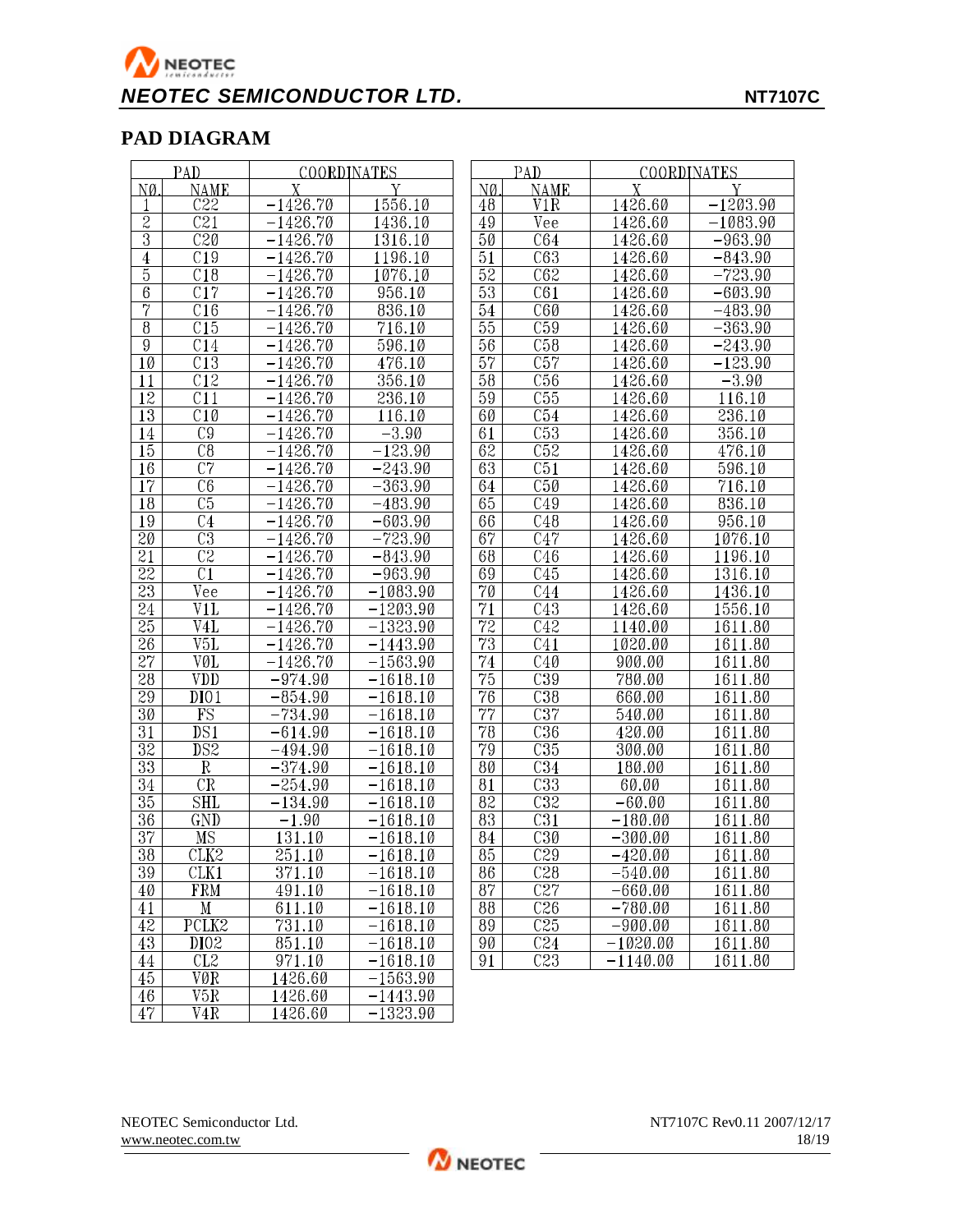## PAD DIAGRAM

| PAD | | COORDINATES | |
|---|---|---|---|
| NO. | NAME | X | Y |
| 1 | C22 | −1426.70 | 1556.10 |
| 2 | C21 | −1426.70 | 1436.10 |
| 3 | C20 | −1426.70 | 1316.10 |
| 4 | C19 | −1426.70 | 1196.10 |
| 5 | C18 | −1426.70 | 1076.10 |
| 6 | C17 | −1426.70 | 956.10 |
| 7 | C16 | −1426.70 | 836.10 |
| 8 | C15 | −1426.70 | 716.10 |
| 9 | C14 | −1426.70 | 596.10 |
| 10 | C13 | −1426.70 | 476.10 |
| 11 | C12 | −1426.70 | 356.10 |
| 12 | C11 | −1426.70 | 236.10 |
| 13 | C10 | −1426.70 | 116.10 |
| 14 | C9 | −1426.70 | −3.90 |
| 15 | C8 | −1426.70 | −123.90 |
| 16 | C7 | −1426.70 | −243.90 |
| 17 | C6 | −1426.70 | −363.90 |
| 18 | C5 | −1426.70 | −483.90 |
| 19 | C4 | −1426.70 | −603.90 |
| 20 | C3 | −1426.70 | −723.90 |
| 21 | C2 | −1426.70 | −843.90 |
| 22 | C1 | −1426.70 | −963.90 |
| 23 | Vee | −1426.70 | −1083.90 |
| 24 | V1L | −1426.70 | −1203.90 |
| 25 | V4L | −1426.70 | −1323.90 |
| 26 | V5L | −1426.70 | −1443.90 |
| 27 | V0L | −1426.70 | −1563.90 |
| 28 | VDD | −974.90 | −1618.10 |
| 29 | DIO1 | −854.90 | −1618.10 |
| 30 | FS | −734.90 | −1618.10 |
| 31 | DS1 | −614.90 | −1618.10 |
| 32 | DS2 | −494.90 | −1618.10 |
| 33 | R | −374.90 | −1618.10 |
| 34 | CR | −254.90 | −1618.10 |
| 35 | SHL | −134.90 | −1618.10 |
| 36 | GND | −1.90 | −1618.10 |
| 37 | MS | 131.10 | −1618.10 |
| 38 | CLK2 | 251.10 | −1618.10 |
| 39 | CLK1 | 371.10 | −1618.10 |
| 40 | FRM | 491.10 | −1618.10 |
| 41 | M | 611.10 | −1618.10 |
| 42 | PCLK2 | 731.10 | −1618.10 |
| 43 | DIO2 | 851.10 | −1618.10 |
| 44 | CL2 | 971.10 | −1618.10 |
| 45 | V0R | 1426.60 | −1563.90 |
| 46 | V5R | 1426.60 | −1443.90 |
| 47 | V4R | 1426.60 | −1323.90 |
| 48 | V1R | 1426.60 | −1203.90 |
| 49 | Vee | 1426.60 | −1083.90 |
| 50 | C64 | 1426.60 | −963.90 |
| 51 | C63 | 1426.60 | −843.90 |
| 52 | C62 | 1426.60 | −723.90 |
| 53 | C61 | 1426.60 | −603.90 |
| 54 | C60 | 1426.60 | −483.90 |
| 55 | C59 | 1426.60 | −363.90 |
| 56 | C58 | 1426.60 | −243.90 |
| 57 | C57 | 1426.60 | −123.90 |
| 58 | C56 | 1426.60 | −3.90 |
| 59 | C55 | 1426.60 | 116.10 |
| 60 | C54 | 1426.60 | 236.10 |
| 61 | C53 | 1426.60 | 356.10 |
| 62 | C52 | 1426.60 | 476.10 |
| 63 | C51 | 1426.60 | 596.10 |
| 64 | C50 | 1426.60 | 716.10 |
| 65 | C49 | 1426.60 | 836.10 |
| 66 | C48 | 1426.60 | 956.10 |
| 67 | C47 | 1426.60 | 1076.10 |
| 68 | C46 | 1426.60 | 1196.10 |
| 69 | C45 | 1426.60 | 1316.10 |
| 70 | C44 | 1426.60 | 1436.10 |
| 71 | C43 | 1426.60 | 1556.10 |
| 72 | C42 | 1140.00 | 1611.80 |
| 73 | C41 | 1020.00 | 1611.80 |
| 74 | C40 | 900.00 | 1611.80 |
| 75 | C39 | 780.00 | 1611.80 |
| 76 | C38 | 660.00 | 1611.80 |
| 77 | C37 | 540.00 | 1611.80 |
| 78 | C36 | 420.00 | 1611.80 |
| 79 | C35 | 300.00 | 1611.80 |
| 80 | C34 | 180.00 | 1611.80 |
| 81 | C33 | 60.00 | 1611.80 |
| 82 | C32 | −60.00 | 1611.80 |
| 83 | C31 | −180.00 | 1611.80 |
| 84 | C30 | −300.00 | 1611.80 |
| 85 | C29 | −420.00 | 1611.80 |
| 86 | C28 | −540.00 | 1611.80 |
| 87 | C27 | −660.00 | 1611.80 |
| 88 | C26 | −780.00 | 1611.80 |
| 89 | C25 | −900.00 | 1611.80 |
| 90 | C24 | −1020.00 | 1611.80 |
| 91 | C23 | −1140.00 | 1611.80 |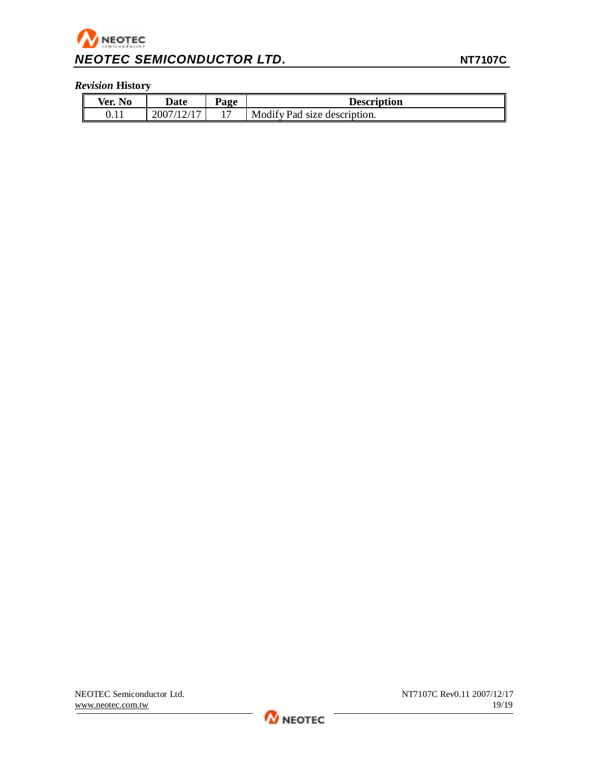***Revision* History**

| Ver. No | Date | Page | Description |
|---|---|---|---|
| 0.11 | 2007/12/17 | 17 | Modify Pad size description. |